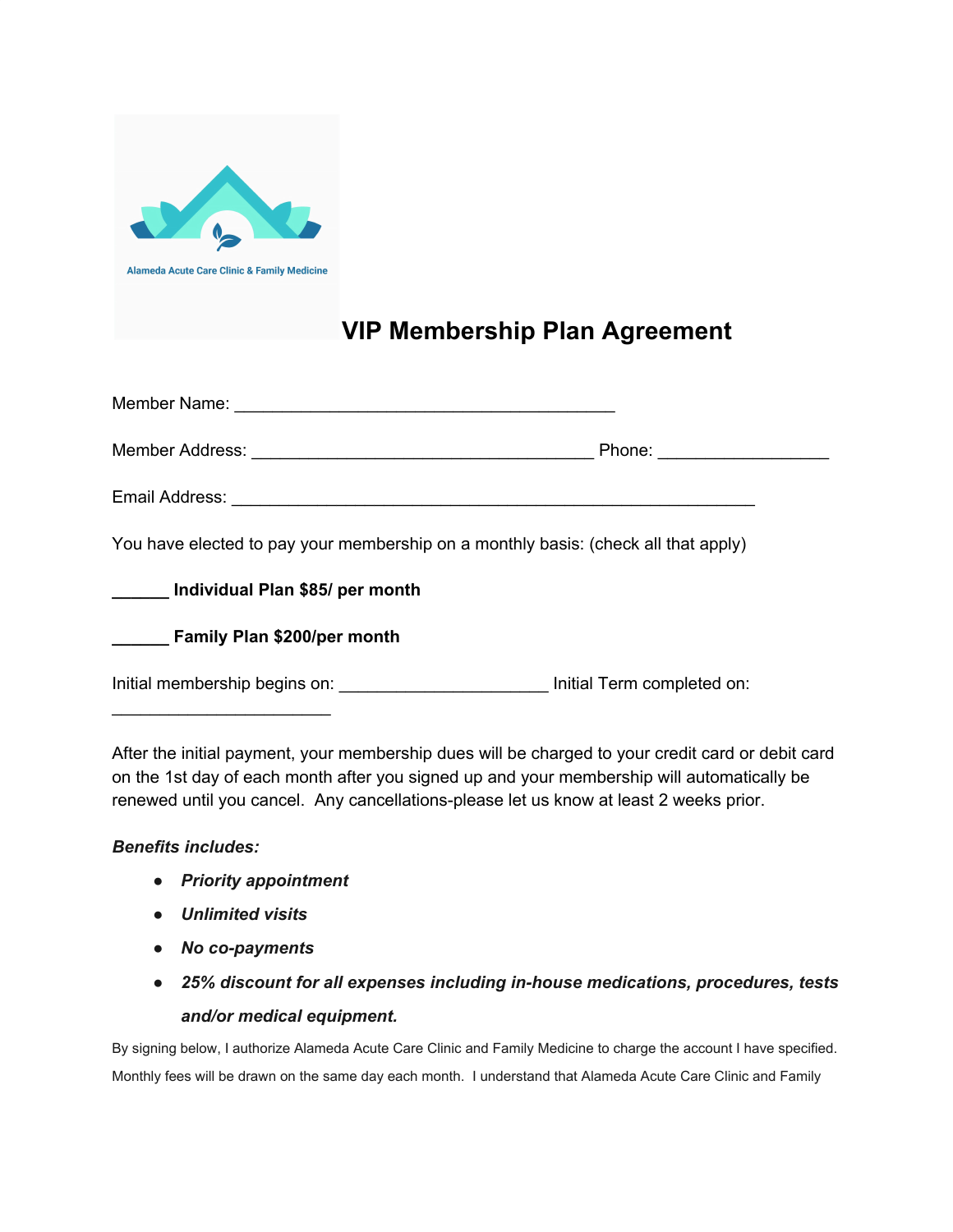Alameda Acute Care Clinic & Family Medicine

# VIP Membership Plan Agreement

Member Name: ________________________________________

Member Address: ____________________________________ Phone: __________________

Email Address: ________________________________________________________

You have elected to pay your membership on a monthly basis: (check all that apply)

**______ Individual Plan $85/ per month**

**______ Family Plan $200/per month**

Initial membership begins on: ______________________ Initial Term completed on: _______________________

After the initial payment, your membership dues will be charged to your credit card or debit card on the 1st day of each month after you signed up and your membership will automatically be renewed until you cancel. Any cancellations-please let us know at least 2 weeks prior.

***Benefits includes:***

- ***Priority appointment***
- ***Unlimited visits***
- ***No co-payments***
- ***25% discount for all expenses including in-house medications, procedures, tests and/or medical equipment.***

By signing below, I authorize Alameda Acute Care Clinic and Family Medicine to charge the account I have specified. Monthly fees will be drawn on the same day each month. I understand that Alameda Acute Care Clinic and Family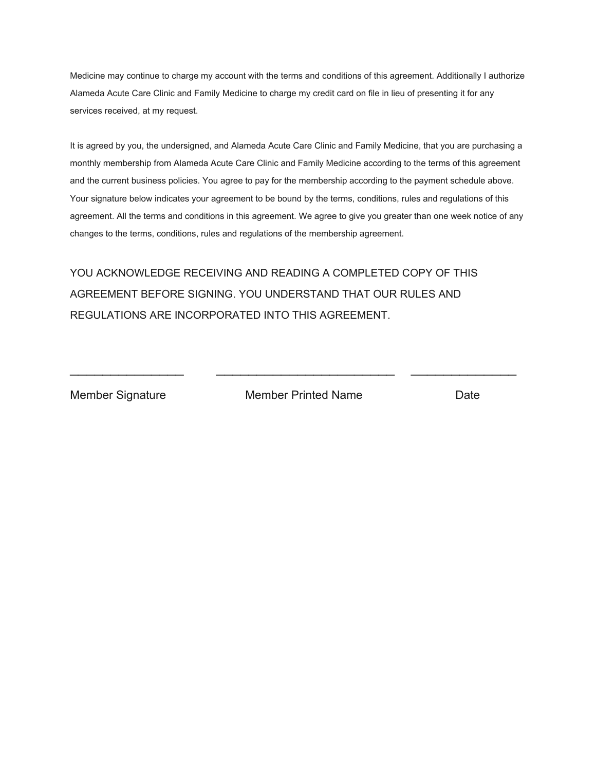Medicine may continue to charge my account with the terms and conditions of this agreement. Additionally I authorize Alameda Acute Care Clinic and Family Medicine to charge my credit card on file in lieu of presenting it for any services received, at my request.

It is agreed by you, the undersigned, and Alameda Acute Care Clinic and Family Medicine, that you are purchasing a monthly membership from Alameda Acute Care Clinic and Family Medicine according to the terms of this agreement and the current business policies. You agree to pay for the membership according to the payment schedule above. Your signature below indicates your agreement to be bound by the terms, conditions, rules and regulations of this agreement. All the terms and conditions in this agreement. We agree to give you greater than one week notice of any changes to the terms, conditions, rules and regulations of the membership agreement.

YOU ACKNOWLEDGE RECEIVING AND READING A COMPLETED COPY OF THIS AGREEMENT BEFORE SIGNING. YOU UNDERSTAND THAT OUR RULES AND REGULATIONS ARE INCORPORATED INTO THIS AGREEMENT.

| | | |
|---|---|---|
| ___________________ | ______________________________ | _________________ |
| Member Signature | Member Printed Name | Date |